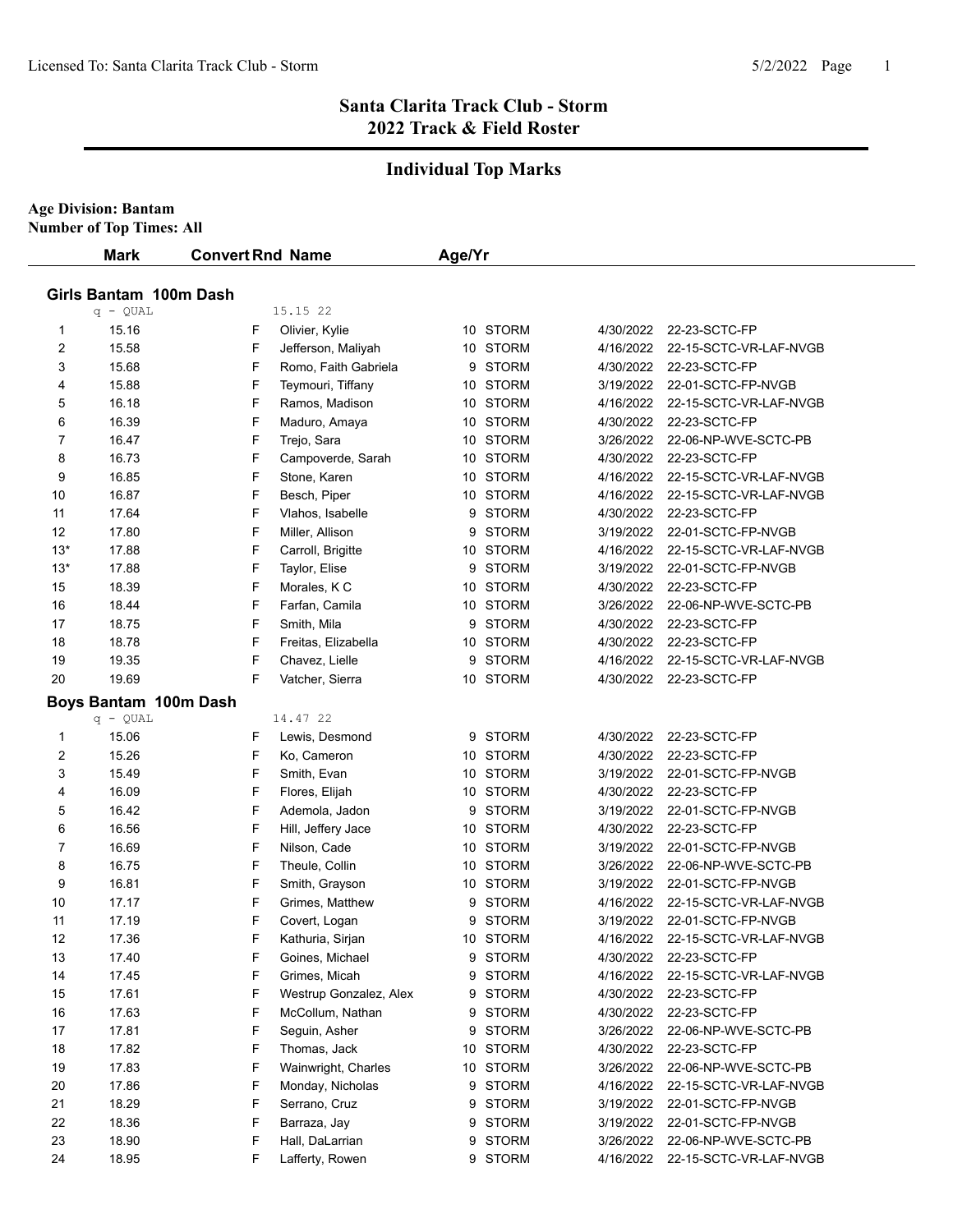# Santa Clarita Track Club - Storm
# 2022 Track & Field Roster

## Individual Top Marks

**Age Division: Bantam**
**Number of Top Times: All**

### Girls Bantam 100m Dash

q - QUAL 15.15 22

| | Mark | Convert | Rnd | Name | Age/Yr | Team | Date | Meet |
|---|---|---|---|---|---|---|---|---|
| 1 | 15.16 | | F | Olivier, Kylie | 10 | STORM | 4/30/2022 | 22-23-SCTC-FP |
| 2 | 15.58 | | F | Jefferson, Maliyah | 10 | STORM | 4/16/2022 | 22-15-SCTC-VR-LAF-NVGB |
| 3 | 15.68 | | F | Romo, Faith Gabriela | 9 | STORM | 4/30/2022 | 22-23-SCTC-FP |
| 4 | 15.88 | | F | Teymouri, Tiffany | 10 | STORM | 3/19/2022 | 22-01-SCTC-FP-NVGB |
| 5 | 16.18 | | F | Ramos, Madison | 10 | STORM | 4/16/2022 | 22-15-SCTC-VR-LAF-NVGB |
| 6 | 16.39 | | F | Maduro, Amaya | 10 | STORM | 4/30/2022 | 22-23-SCTC-FP |
| 7 | 16.47 | | F | Trejo, Sara | 10 | STORM | 3/26/2022 | 22-06-NP-WVE-SCTC-PB |
| 8 | 16.73 | | F | Campoverde, Sarah | 10 | STORM | 4/30/2022 | 22-23-SCTC-FP |
| 9 | 16.85 | | F | Stone, Karen | 10 | STORM | 4/16/2022 | 22-15-SCTC-VR-LAF-NVGB |
| 10 | 16.87 | | F | Besch, Piper | 10 | STORM | 4/16/2022 | 22-15-SCTC-VR-LAF-NVGB |
| 11 | 17.64 | | F | Vlahos, Isabelle | 9 | STORM | 4/30/2022 | 22-23-SCTC-FP |
| 12 | 17.80 | | F | Miller, Allison | 9 | STORM | 3/19/2022 | 22-01-SCTC-FP-NVGB |
| 13* | 17.88 | | F | Carroll, Brigitte | 10 | STORM | 4/16/2022 | 22-15-SCTC-VR-LAF-NVGB |
| 13* | 17.88 | | F | Taylor, Elise | 9 | STORM | 3/19/2022 | 22-01-SCTC-FP-NVGB |
| 15 | 18.39 | | F | Morales, K C | 10 | STORM | 4/30/2022 | 22-23-SCTC-FP |
| 16 | 18.44 | | F | Farfan, Camila | 10 | STORM | 3/26/2022 | 22-06-NP-WVE-SCTC-PB |
| 17 | 18.75 | | F | Smith, Mila | 9 | STORM | 4/30/2022 | 22-23-SCTC-FP |
| 18 | 18.78 | | F | Freitas, Elizabella | 10 | STORM | 4/30/2022 | 22-23-SCTC-FP |
| 19 | 19.35 | | F | Chavez, Lielle | 9 | STORM | 4/16/2022 | 22-15-SCTC-VR-LAF-NVGB |
| 20 | 19.69 | | F | Vatcher, Sierra | 10 | STORM | 4/30/2022 | 22-23-SCTC-FP |

### Boys Bantam 100m Dash

q - QUAL 14.47 22

| | Mark | Convert | Rnd | Name | Age/Yr | Team | Date | Meet |
|---|---|---|---|---|---|---|---|---|
| 1 | 15.06 | | F | Lewis, Desmond | 9 | STORM | 4/30/2022 | 22-23-SCTC-FP |
| 2 | 15.26 | | F | Ko, Cameron | 10 | STORM | 4/30/2022 | 22-23-SCTC-FP |
| 3 | 15.49 | | F | Smith, Evan | 10 | STORM | 3/19/2022 | 22-01-SCTC-FP-NVGB |
| 4 | 16.09 | | F | Flores, Elijah | 10 | STORM | 4/30/2022 | 22-23-SCTC-FP |
| 5 | 16.42 | | F | Ademola, Jadon | 9 | STORM | 3/19/2022 | 22-01-SCTC-FP-NVGB |
| 6 | 16.56 | | F | Hill, Jeffery Jace | 10 | STORM | 4/30/2022 | 22-23-SCTC-FP |
| 7 | 16.69 | | F | Nilson, Cade | 10 | STORM | 3/19/2022 | 22-01-SCTC-FP-NVGB |
| 8 | 16.75 | | F | Theule, Collin | 10 | STORM | 3/26/2022 | 22-06-NP-WVE-SCTC-PB |
| 9 | 16.81 | | F | Smith, Grayson | 10 | STORM | 3/19/2022 | 22-01-SCTC-FP-NVGB |
| 10 | 17.17 | | F | Grimes, Matthew | 9 | STORM | 4/16/2022 | 22-15-SCTC-VR-LAF-NVGB |
| 11 | 17.19 | | F | Covert, Logan | 9 | STORM | 3/19/2022 | 22-01-SCTC-FP-NVGB |
| 12 | 17.36 | | F | Kathuria, Sirjan | 10 | STORM | 4/16/2022 | 22-15-SCTC-VR-LAF-NVGB |
| 13 | 17.40 | | F | Goines, Michael | 9 | STORM | 4/30/2022 | 22-23-SCTC-FP |
| 14 | 17.45 | | F | Grimes, Micah | 9 | STORM | 4/16/2022 | 22-15-SCTC-VR-LAF-NVGB |
| 15 | 17.61 | | F | Westrup Gonzalez, Alex | 9 | STORM | 4/30/2022 | 22-23-SCTC-FP |
| 16 | 17.63 | | F | McCollum, Nathan | 9 | STORM | 4/30/2022 | 22-23-SCTC-FP |
| 17 | 17.81 | | F | Seguin, Asher | 9 | STORM | 3/26/2022 | 22-06-NP-WVE-SCTC-PB |
| 18 | 17.82 | | F | Thomas, Jack | 10 | STORM | 4/30/2022 | 22-23-SCTC-FP |
| 19 | 17.83 | | F | Wainwright, Charles | 10 | STORM | 3/26/2022 | 22-06-NP-WVE-SCTC-PB |
| 20 | 17.86 | | F | Monday, Nicholas | 9 | STORM | 4/16/2022 | 22-15-SCTC-VR-LAF-NVGB |
| 21 | 18.29 | | F | Serrano, Cruz | 9 | STORM | 3/19/2022 | 22-01-SCTC-FP-NVGB |
| 22 | 18.36 | | F | Barraza, Jay | 9 | STORM | 3/19/2022 | 22-01-SCTC-FP-NVGB |
| 23 | 18.90 | | F | Hall, DaLarrian | 9 | STORM | 3/26/2022 | 22-06-NP-WVE-SCTC-PB |
| 24 | 18.95 | | F | Lafferty, Rowen | 9 | STORM | 4/16/2022 | 22-15-SCTC-VR-LAF-NVGB |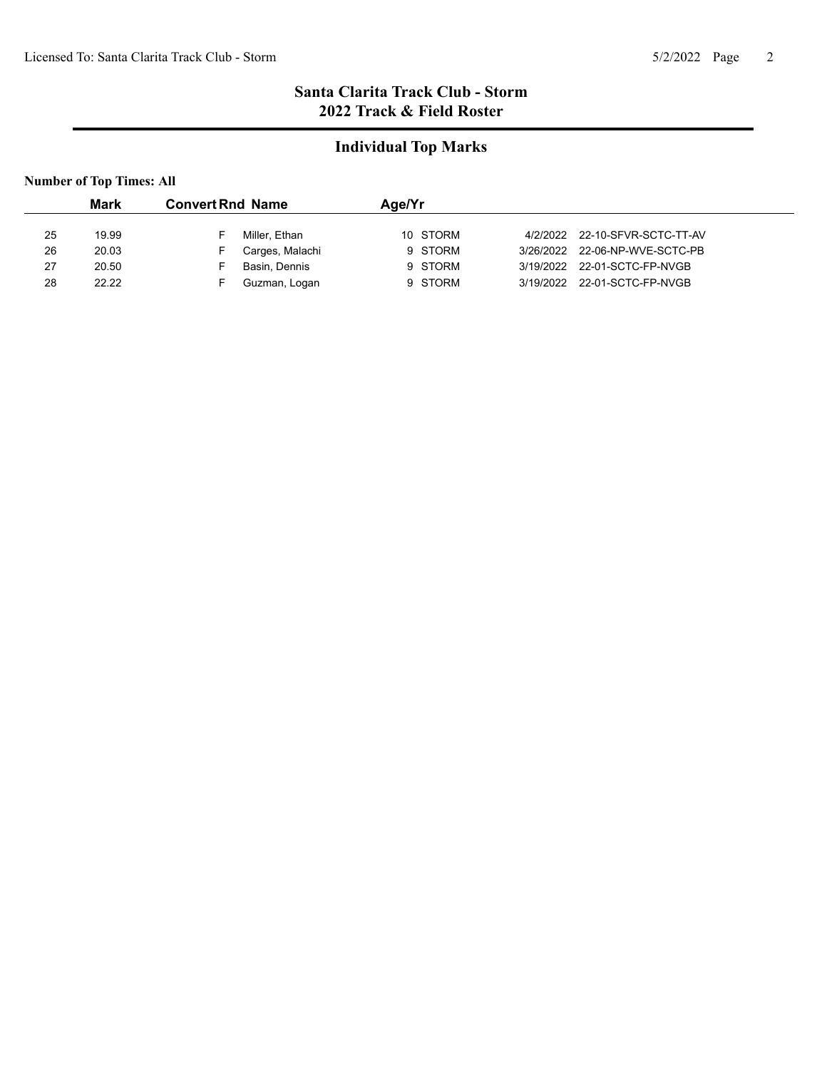## Santa Clarita Track Club - Storm
## 2022 Track & Field Roster

### Individual Top Marks

**Number of Top Times: All**

| | Mark | Convert | Rnd | Name | Age/Yr | | | |
|---|---|---|---|---|---|---|---|---|
| 25 | 19.99 | | F | Miller, Ethan | 10 | STORM | 4/2/2022 | 22-10-SFVR-SCTC-TT-AV |
| 26 | 20.03 | | F | Carges, Malachi | 9 | STORM | 3/26/2022 | 22-06-NP-WVE-SCTC-PB |
| 27 | 20.50 | | F | Basin, Dennis | 9 | STORM | 3/19/2022 | 22-01-SCTC-FP-NVGB |
| 28 | 22.22 | | F | Guzman, Logan | 9 | STORM | 3/19/2022 | 22-01-SCTC-FP-NVGB |